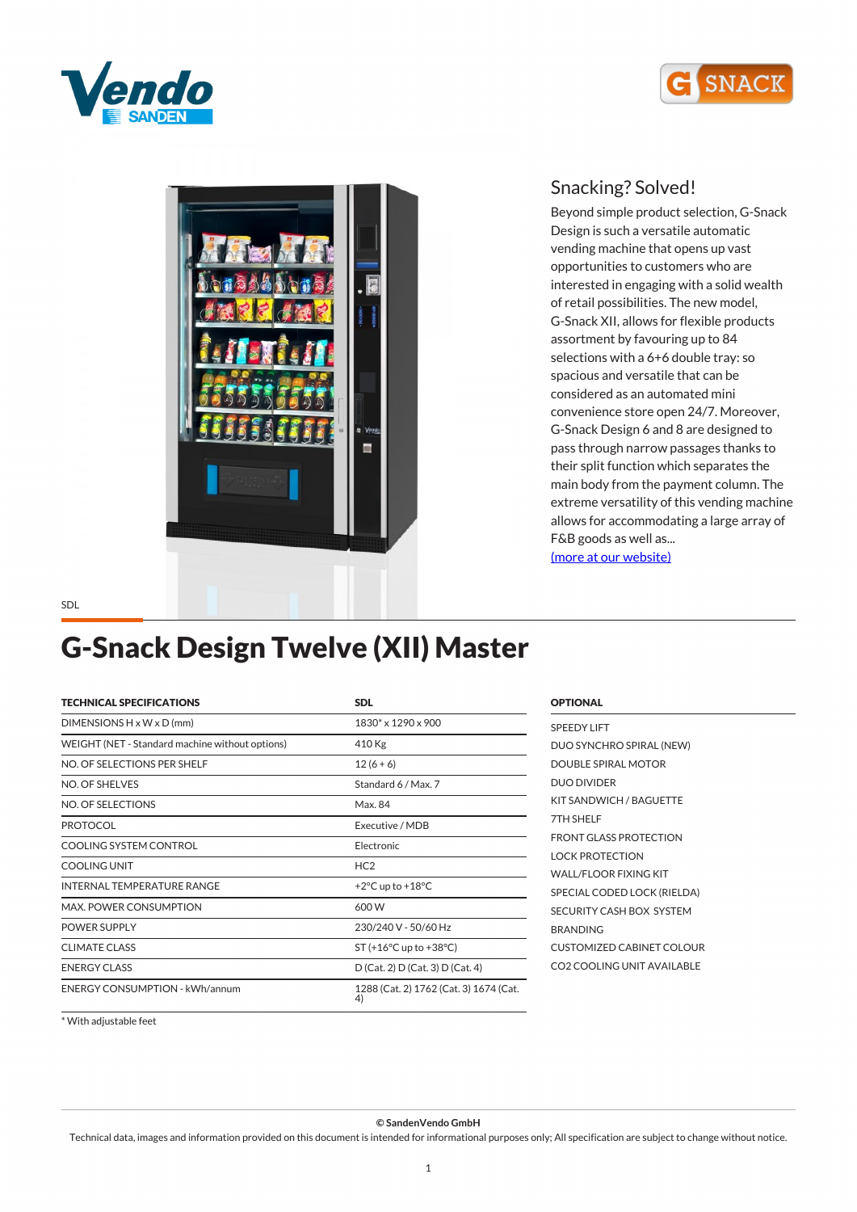## Snacking? Solved!

Beyond simple product selection, G-Snack Design is such a versatile automatic vending machine that opens up vast opportunities to customers who are interested in engaging with a solid wealth of retail possibilities. The new model, G-Snack XII, allows for flexible products assortment by favouring up to 84 selections with a 6+6 double tray: so spacious and versatile that can be considered as an automated mini convenience store open 24/7. Moreover, G-Snack Design 6 and 8 are designed to pass through narrow passages thanks to their split function which separates the main body from the payment column. The extreme versatility of this vending machine allows for accommodating a large array of F&B goods as well as...
(more at our website)

SDL

# G-Snack Design Twelve (XII) Master

| TECHNICAL SPECIFICATIONS | SDL |
|---|---|
| DIMENSIONS H x W x D (mm) | 1830* x 1290 x 900 |
| WEIGHT (NET - Standard machine without options) | 410 Kg |
| NO. OF SELECTIONS PER SHELF | 12 (6 + 6) |
| NO. OF SHELVES | Standard 6 / Max. 7 |
| NO. OF SELECTIONS | Max. 84 |
| PROTOCOL | Executive / MDB |
| COOLING SYSTEM CONTROL | Electronic |
| COOLING UNIT | HC2 |
| INTERNAL TEMPERATURE RANGE | +2°C up to +18°C |
| MAX. POWER CONSUMPTION | 600 W |
| POWER SUPPLY | 230/240 V - 50/60 Hz |
| CLIMATE CLASS | ST (+16°C up to +38°C) |
| ENERGY CLASS | D (Cat. 2) D (Cat. 3) D (Cat. 4) |
| ENERGY CONSUMPTION - kWh/annum | 1288 (Cat. 2) 1762 (Cat. 3) 1674 (Cat. 4) |

* With adjustable feet

**OPTIONAL**

- SPEEDY LIFT
- DUO SYNCHRO SPIRAL (NEW)
- DOUBLE SPIRAL MOTOR
- DUO DIVIDER
- KIT SANDWICH / BAGUETTE
- 7TH SHELF
- FRONT GLASS PROTECTION
- LOCK PROTECTION
- WALL/FLOOR FIXING KIT
- SPECIAL CODED LOCK (RIELDA)
- SECURITY CASH BOX SYSTEM
- BRANDING
- CUSTOMIZED CABINET COLOUR
- CO2 COOLING UNIT AVAILABLE

**© SandenVendo GmbH**

Technical data, images and information provided on this document is intended for informational purposes only; All specification are subject to change without notice.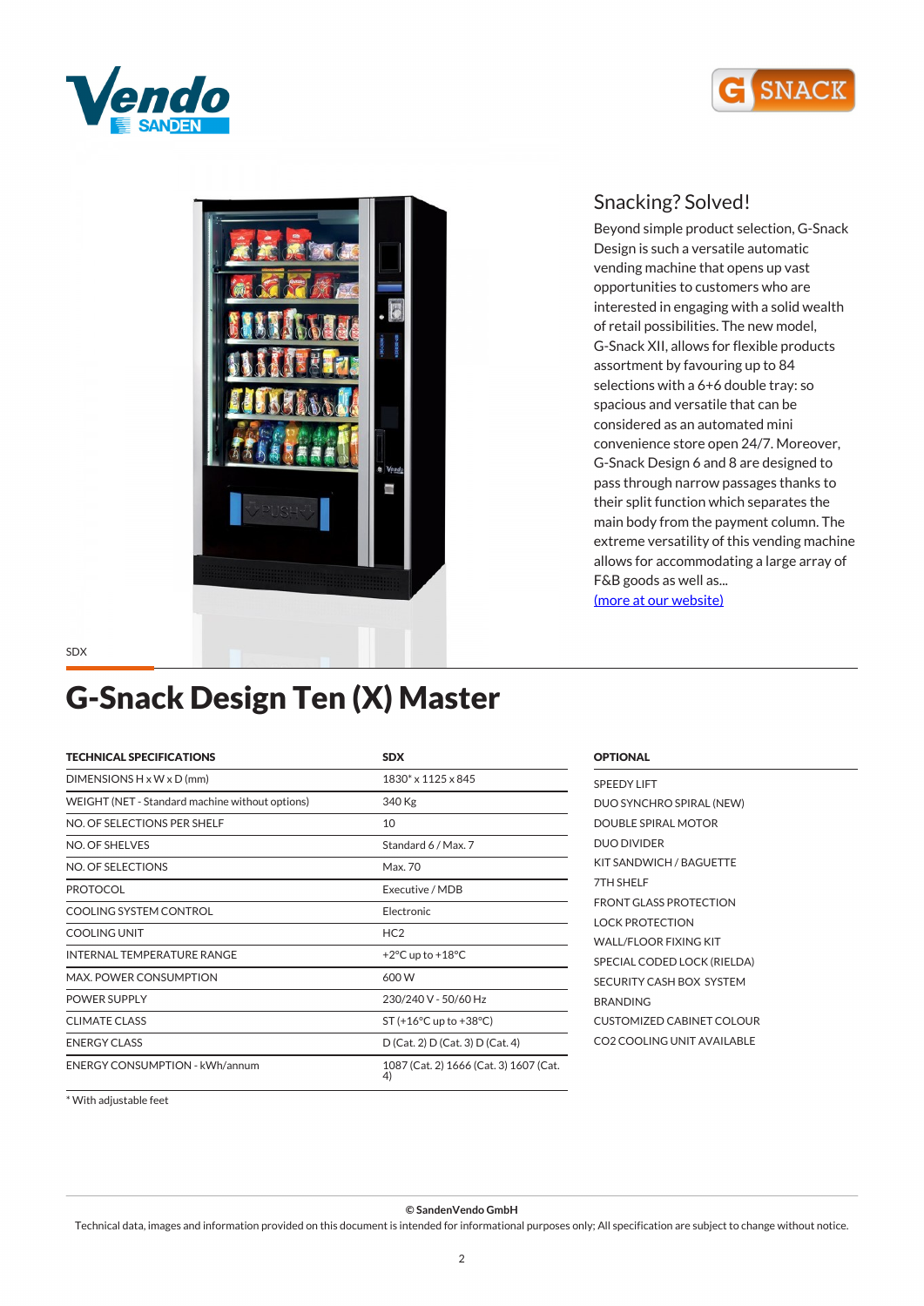## Snacking? Solved!

Beyond simple product selection, G-Snack Design is such a versatile automatic vending machine that opens up vast opportunities to customers who are interested in engaging with a solid wealth of retail possibilities. The new model, G-Snack XII, allows for flexible products assortment by favouring up to 84 selections with a 6+6 double tray: so spacious and versatile that can be considered as an automated mini convenience store open 24/7. Moreover, G-Snack Design 6 and 8 are designed to pass through narrow passages thanks to their split function which separates the main body from the payment column. The extreme versatility of this vending machine allows for accommodating a large array of F&B goods as well as...
[(more at our website)]

SDX

# G-Snack Design Ten (X) Master

| TECHNICAL SPECIFICATIONS | SDX |
|---|---|
| DIMENSIONS H x W x D (mm) | 1830* x 1125 x 845 |
| WEIGHT (NET - Standard machine without options) | 340 Kg |
| NO. OF SELECTIONS PER SHELF | 10 |
| NO. OF SHELVES | Standard 6 / Max. 7 |
| NO. OF SELECTIONS | Max. 70 |
| PROTOCOL | Executive / MDB |
| COOLING SYSTEM CONTROL | Electronic |
| COOLING UNIT | HC2 |
| INTERNAL TEMPERATURE RANGE | +2°C up to +18°C |
| MAX. POWER CONSUMPTION | 600 W |
| POWER SUPPLY | 230/240 V - 50/60 Hz |
| CLIMATE CLASS | ST (+16°C up to +38°C) |
| ENERGY CLASS | D (Cat. 2) D (Cat. 3) D (Cat. 4) |
| ENERGY CONSUMPTION - kWh/annum | 1087 (Cat. 2) 1666 (Cat. 3) 1607 (Cat. 4) |

* With adjustable feet

**OPTIONAL**

- SPEEDY LIFT
- DUO SYNCHRO SPIRAL (NEW)
- DOUBLE SPIRAL MOTOR
- DUO DIVIDER
- KIT SANDWICH / BAGUETTE
- 7TH SHELF
- FRONT GLASS PROTECTION
- LOCK PROTECTION
- WALL/FLOOR FIXING KIT
- SPECIAL CODED LOCK (RIELDA)
- SECURITY CASH BOX SYSTEM
- BRANDING
- CUSTOMIZED CABINET COLOUR
- CO2 COOLING UNIT AVAILABLE

**© SandenVendo GmbH**

Technical data, images and information provided on this document is intended for informational purposes only; All specification are subject to change without notice.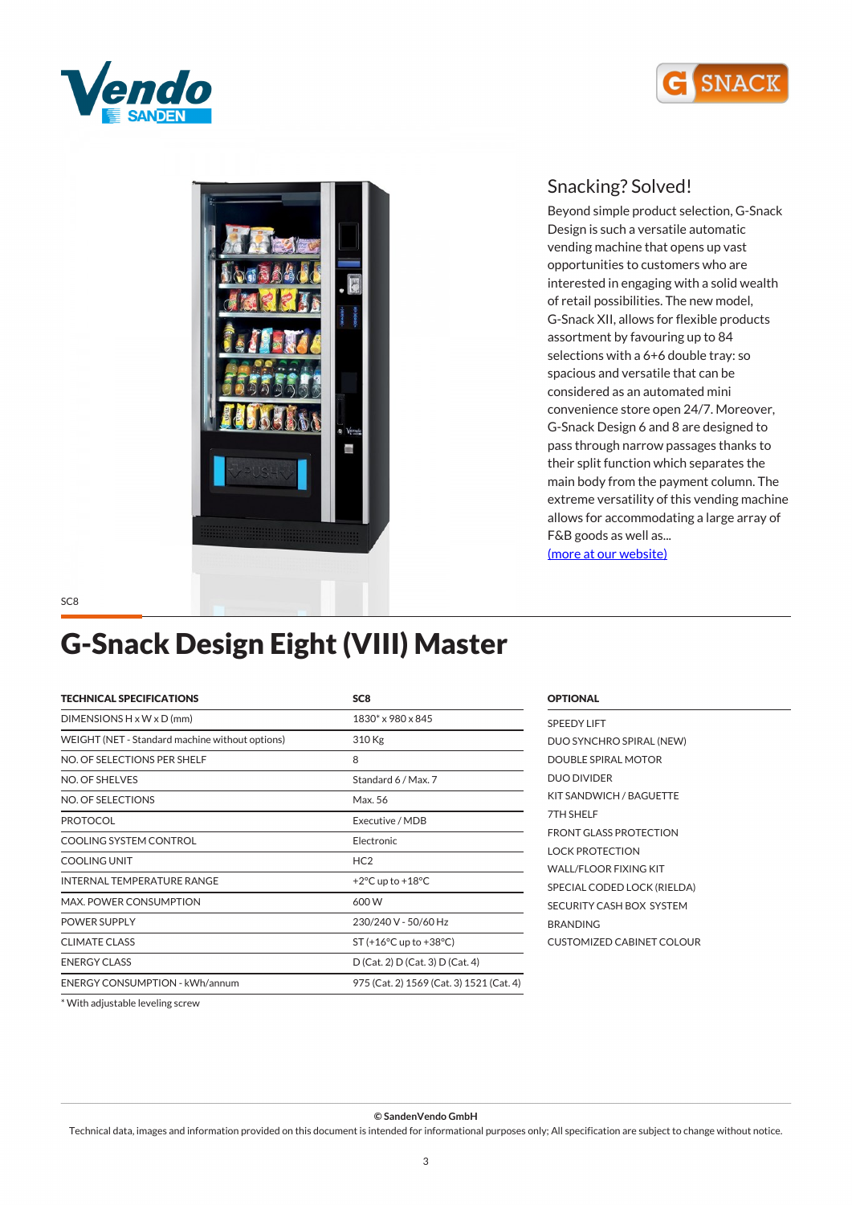## Snacking? Solved!

Beyond simple product selection, G-Snack Design is such a versatile automatic vending machine that opens up vast opportunities to customers who are interested in engaging with a solid wealth of retail possibilities. The new model, G-Snack XII, allows for flexible products assortment by favouring up to 84 selections with a 6+6 double tray: so spacious and versatile that can be considered as an automated mini convenience store open 24/7. Moreover, G-Snack Design 6 and 8 are designed to pass through narrow passages thanks to their split function which separates the main body from the payment column. The extreme versatility of this vending machine allows for accommodating a large array of F&B goods as well as...
(more at our website)

SC8

# G-Snack Design Eight (VIII) Master

| TECHNICAL SPECIFICATIONS | SC8 |
|---|---|
| DIMENSIONS H x W x D (mm) | 1830* x 980 x 845 |
| WEIGHT (NET - Standard machine without options) | 310 Kg |
| NO. OF SELECTIONS PER SHELF | 8 |
| NO. OF SHELVES | Standard 6 / Max. 7 |
| NO. OF SELECTIONS | Max. 56 |
| PROTOCOL | Executive / MDB |
| COOLING SYSTEM CONTROL | Electronic |
| COOLING UNIT | HC2 |
| INTERNAL TEMPERATURE RANGE | +2°C up to +18°C |
| MAX. POWER CONSUMPTION | 600 W |
| POWER SUPPLY | 230/240 V - 50/60 Hz |
| CLIMATE CLASS | ST (+16°C up to +38°C) |
| ENERGY CLASS | D (Cat. 2) D (Cat. 3) D (Cat. 4) |
| ENERGY CONSUMPTION - kWh/annum | 975 (Cat. 2) 1569 (Cat. 3) 1521 (Cat. 4) |

* With adjustable leveling screw

**OPTIONAL**

- SPEEDY LIFT
- DUO SYNCHRO SPIRAL (NEW)
- DOUBLE SPIRAL MOTOR
- DUO DIVIDER
- KIT SANDWICH / BAGUETTE
- 7TH SHELF
- FRONT GLASS PROTECTION
- LOCK PROTECTION
- WALL/FLOOR FIXING KIT
- SPECIAL CODED LOCK (RIELDA)
- SECURITY CASH BOX SYSTEM
- BRANDING
- CUSTOMIZED CABINET COLOUR

**© SandenVendo GmbH**

Technical data, images and information provided on this document is intended for informational purposes only; All specification are subject to change without notice.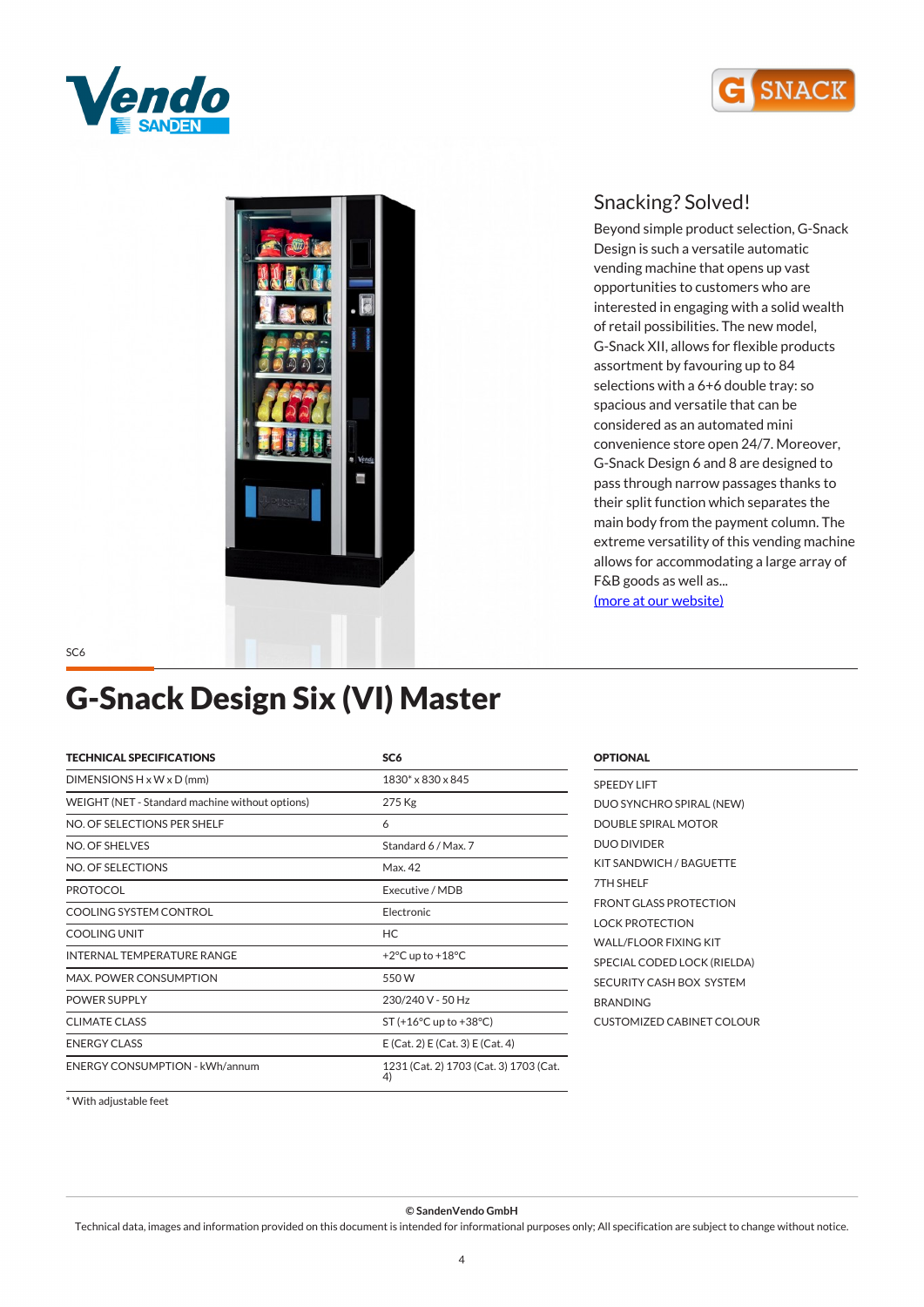## Snacking? Solved!

Beyond simple product selection, G-Snack Design is such a versatile automatic vending machine that opens up vast opportunities to customers who are interested in engaging with a solid wealth of retail possibilities. The new model, G-Snack XII, allows for flexible products assortment by favouring up to 84 selections with a 6+6 double tray: so spacious and versatile that can be considered as an automated mini convenience store open 24/7. Moreover, G-Snack Design 6 and 8 are designed to pass through narrow passages thanks to their split function which separates the main body from the payment column. The extreme versatility of this vending machine allows for accommodating a large array of F&B goods as well as...
[(more at our website)]

SC6

# G-Snack Design Six (VI) Master

| TECHNICAL SPECIFICATIONS | SC6 |
|---|---|
| DIMENSIONS H x W x D (mm) | 1830* x 830 x 845 |
| WEIGHT (NET - Standard machine without options) | 275 Kg |
| NO. OF SELECTIONS PER SHELF | 6 |
| NO. OF SHELVES | Standard 6 / Max. 7 |
| NO. OF SELECTIONS | Max. 42 |
| PROTOCOL | Executive / MDB |
| COOLING SYSTEM CONTROL | Electronic |
| COOLING UNIT | HC |
| INTERNAL TEMPERATURE RANGE | +2°C up to +18°C |
| MAX. POWER CONSUMPTION | 550 W |
| POWER SUPPLY | 230/240 V - 50 Hz |
| CLIMATE CLASS | ST (+16°C up to +38°C) |
| ENERGY CLASS | E (Cat. 2) E (Cat. 3) E (Cat. 4) |
| ENERGY CONSUMPTION - kWh/annum | 1231 (Cat. 2) 1703 (Cat. 3) 1703 (Cat. 4) |

* With adjustable feet

**OPTIONAL**

- SPEEDY LIFT
- DUO SYNCHRO SPIRAL (NEW)
- DOUBLE SPIRAL MOTOR
- DUO DIVIDER
- KIT SANDWICH / BAGUETTE
- 7TH SHELF
- FRONT GLASS PROTECTION
- LOCK PROTECTION
- WALL/FLOOR FIXING KIT
- SPECIAL CODED LOCK (RIELDA)
- SECURITY CASH BOX SYSTEM
- BRANDING
- CUSTOMIZED CABINET COLOUR

**© SandenVendo GmbH**

Technical data, images and information provided on this document is intended for informational purposes only; All specification are subject to change without notice.